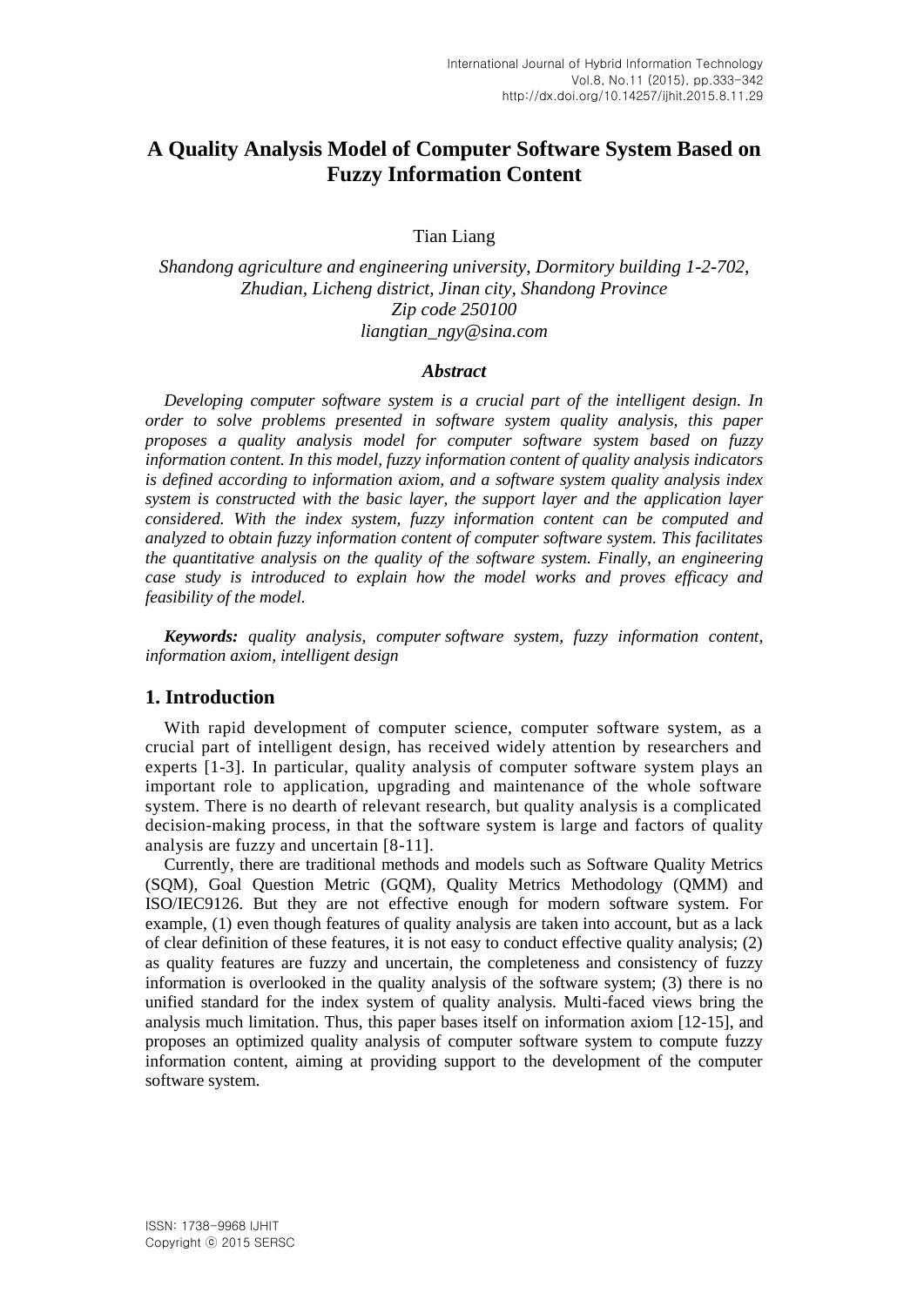# A Quality Analysis Model of Computer Software System Based on Fuzzy Information Content

Tian Liang

*Shandong agriculture and engineering university, Dormitory building 1-2-702, Zhudian, Licheng district, Jinan city, Shandong Province*
*Zip code 250100*
*liangtian_ngy@sina.com*

### *Abstract*

*Developing computer software system is a crucial part of the intelligent design. In order to solve problems presented in software system quality analysis, this paper proposes a quality analysis model for computer software system based on fuzzy information content. In this model, fuzzy information content of quality analysis indicators is defined according to information axiom, and a software system quality analysis index system is constructed with the basic layer, the support layer and the application layer considered. With the index system, fuzzy information content can be computed and analyzed to obtain fuzzy information content of computer software system. This facilitates the quantitative analysis on the quality of the software system. Finally, an engineering case study is introduced to explain how the model works and proves efficacy and feasibility of the model.*

***Keywords:*** *quality analysis, computer software system, fuzzy information content, information axiom, intelligent design*

## 1. Introduction

With rapid development of computer science, computer software system, as a crucial part of intelligent design, has received widely attention by researchers and experts [1-3]. In particular, quality analysis of computer software system plays an important role to application, upgrading and maintenance of the whole software system. There is no dearth of relevant research, but quality analysis is a complicated decision-making process, in that the software system is large and factors of quality analysis are fuzzy and uncertain [8-11].

Currently, there are traditional methods and models such as Software Quality Metrics (SQM), Goal Question Metric (GQM), Quality Metrics Methodology (QMM) and ISO/IEC9126. But they are not effective enough for modern software system. For example, (1) even though features of quality analysis are taken into account, but as a lack of clear definition of these features, it is not easy to conduct effective quality analysis; (2) as quality features are fuzzy and uncertain, the completeness and consistency of fuzzy information is overlooked in the quality analysis of the software system; (3) there is no unified standard for the index system of quality analysis. Multi-faced views bring the analysis much limitation. Thus, this paper bases itself on information axiom [12-15], and proposes an optimized quality analysis of computer software system to compute fuzzy information content, aiming at providing support to the development of the computer software system.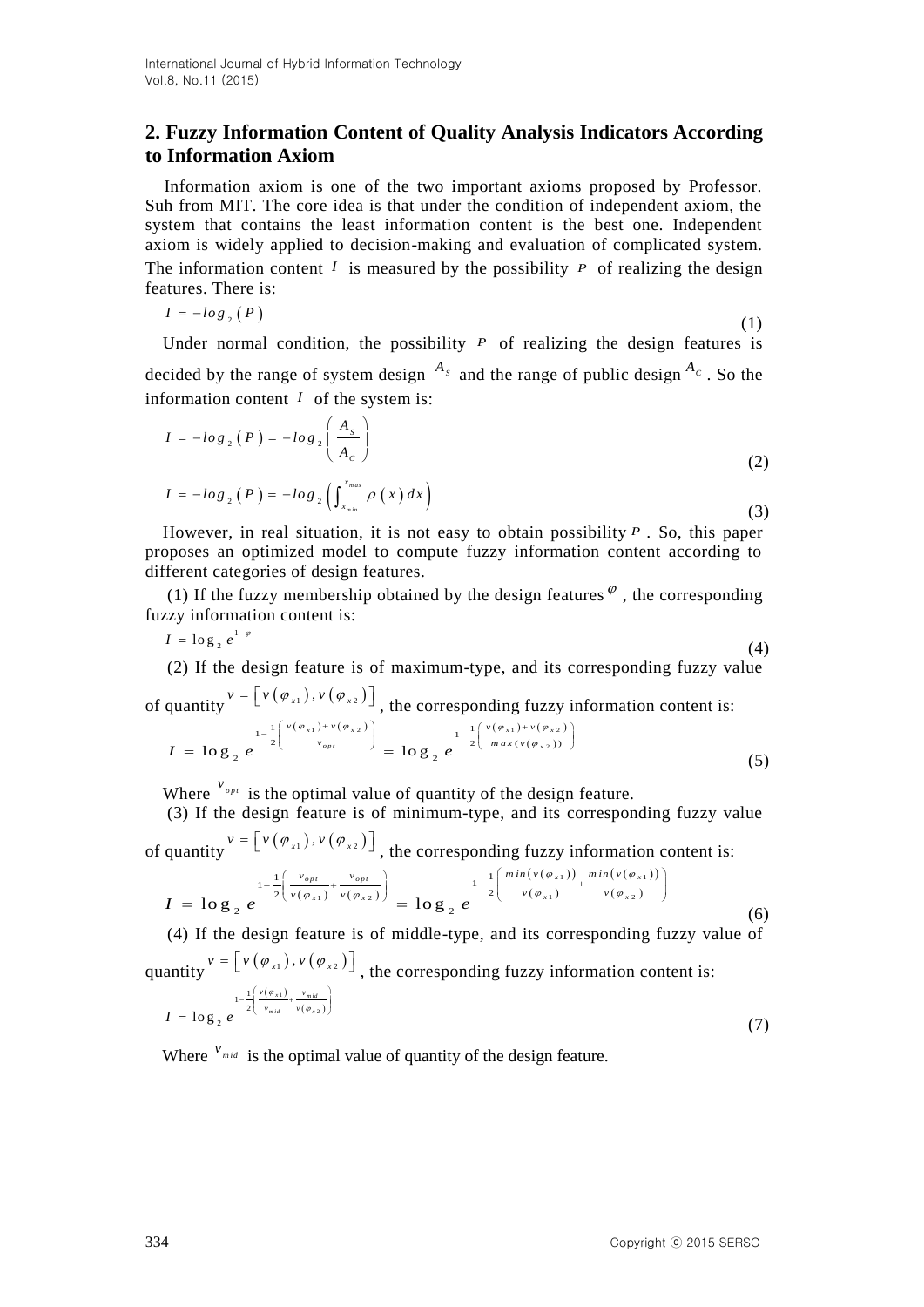## 2. Fuzzy Information Content of Quality Analysis Indicators According to Information Axiom

Information axiom is one of the two important axioms proposed by Professor. Suh from MIT. The core idea is that under the condition of independent axiom, the system that contains the least information content is the best one. Independent axiom is widely applied to decision-making and evaluation of complicated system. The information content $I$ is measured by the possibility $P$ of realizing the design features. There is:

$$I = -log_2(P) \tag{1}$$

Under normal condition, the possibility $P$ of realizing the design features is decided by the range of system design $A_S$ and the range of public design $A_C$. So the information content $I$ of the system is:

$$I = -log_2(P) = -log_2\left(\frac{A_S}{A_C}\right) \tag{2}$$

$$I = -log_2(P) = -log_2\left(\int_{x_{min}}^{x_{max}} \rho(x)\,dx\right) \tag{3}$$

However, in real situation, it is not easy to obtain possibility $P$. So, this paper proposes an optimized model to compute fuzzy information content according to different categories of design features.

(1) If the fuzzy membership obtained by the design features $\varphi$, the corresponding fuzzy information content is:

$$I = \log_2 e^{1-\varphi} \tag{4}$$

(2) If the design feature is of maximum-type, and its corresponding fuzzy value of quantity $v = [v(\varphi_{x1}), v(\varphi_{x2})]$, the corresponding fuzzy information content is:

$$I = \log_2 e^{1-\frac{1}{2}\left(\frac{v(\varphi_{x1})+v(\varphi_{x2})}{v_{opt}}\right)} = \log_2 e^{1-\frac{1}{2}\left(\frac{v(\varphi_{x1})+v(\varphi_{x2})}{max(v(\varphi_{x2}))}\right)} \tag{5}$$

Where $v_{opt}$ is the optimal value of quantity of the design feature.

(3) If the design feature is of minimum-type, and its corresponding fuzzy value of quantity $v = [v(\varphi_{x1}), v(\varphi_{x2})]$, the corresponding fuzzy information content is:

$$I = \log_2 e^{1-\frac{1}{2}\left(\frac{v_{opt}}{v(\varphi_{x1})}+\frac{v_{opt}}{v(\varphi_{x2})}\right)} = \log_2 e^{1-\frac{1}{2}\left(\frac{min(v(\varphi_{x1}))}{v(\varphi_{x1})}+\frac{min(v(\varphi_{x1}))}{v(\varphi_{x2})}\right)} \tag{6}$$

(4) If the design feature is of middle-type, and its corresponding fuzzy value of quantity $v = [v(\varphi_{x1}), v(\varphi_{x2})]$, the corresponding fuzzy information content is:

$$I = \log_2 e^{1-\frac{1}{2}\left(\frac{v(\varphi_{x1})}{v_{mid}}+\frac{v_{mid}}{v(\varphi_{x2})}\right)} \tag{7}$$

Where $v_{mid}$ is the optimal value of quantity of the design feature.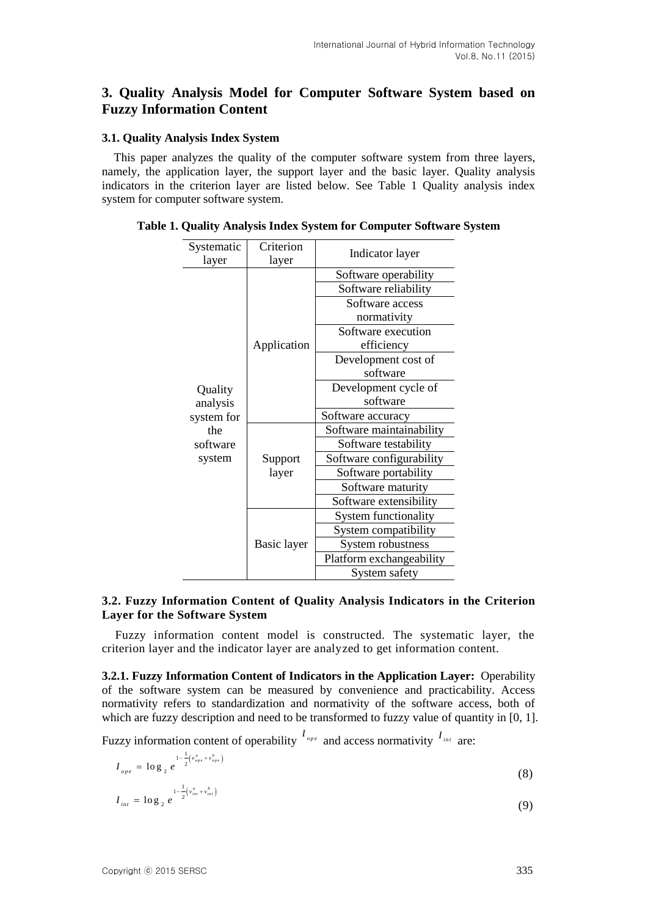## 3. Quality Analysis Model for Computer Software System based on Fuzzy Information Content

### 3.1. Quality Analysis Index System

This paper analyzes the quality of the computer software system from three layers, namely, the application layer, the support layer and the basic layer. Quality analysis indicators in the criterion layer are listed below. See Table 1 Quality analysis index system for computer software system.

**Table 1. Quality Analysis Index System for Computer Software System**

| Systematic layer | Criterion layer | Indicator layer |
|---|---|---|
| Quality analysis system for the software system | Application | Software operability |
| | | Software reliability |
| | | Software access normativity |
| | | Software execution efficiency |
| | | Development cost of software |
| | | Development cycle of software |
| | | Software accuracy |
| | Support layer | Software maintainability |
| | | Software testability |
| | | Software configurability |
| | | Software portability |
| | | Software maturity |
| | | Software extensibility |
| | Basic layer | System functionality |
| | | System compatibility |
| | | System robustness |
| | | Platform exchangeability |
| | | System safety |

### 3.2. Fuzzy Information Content of Quality Analysis Indicators in the Criterion Layer for the Software System

Fuzzy information content model is constructed. The systematic layer, the criterion layer and the indicator layer are analyzed to get information content.

**3.2.1. Fuzzy Information Content of Indicators in the Application Layer:** Operability of the software system can be measured by convenience and practicability. Access normativity refers to standardization and normativity of the software access, both of which are fuzzy description and need to be transformed to fuzzy value of quantity in [0, 1].

Fuzzy information content of operability $I_{ope}$ and access normativity $I_{int}$ are:

$$I_{ope} = \log_2 e^{1-\frac{1}{2}\left(v_{ope}^{a}+v_{ope}^{b}\right)} \tag{8}$$

$$I_{int} = \log_2 e^{1-\frac{1}{2}\left(v_{int}^{a}+v_{int}^{b}\right)} \tag{9}$$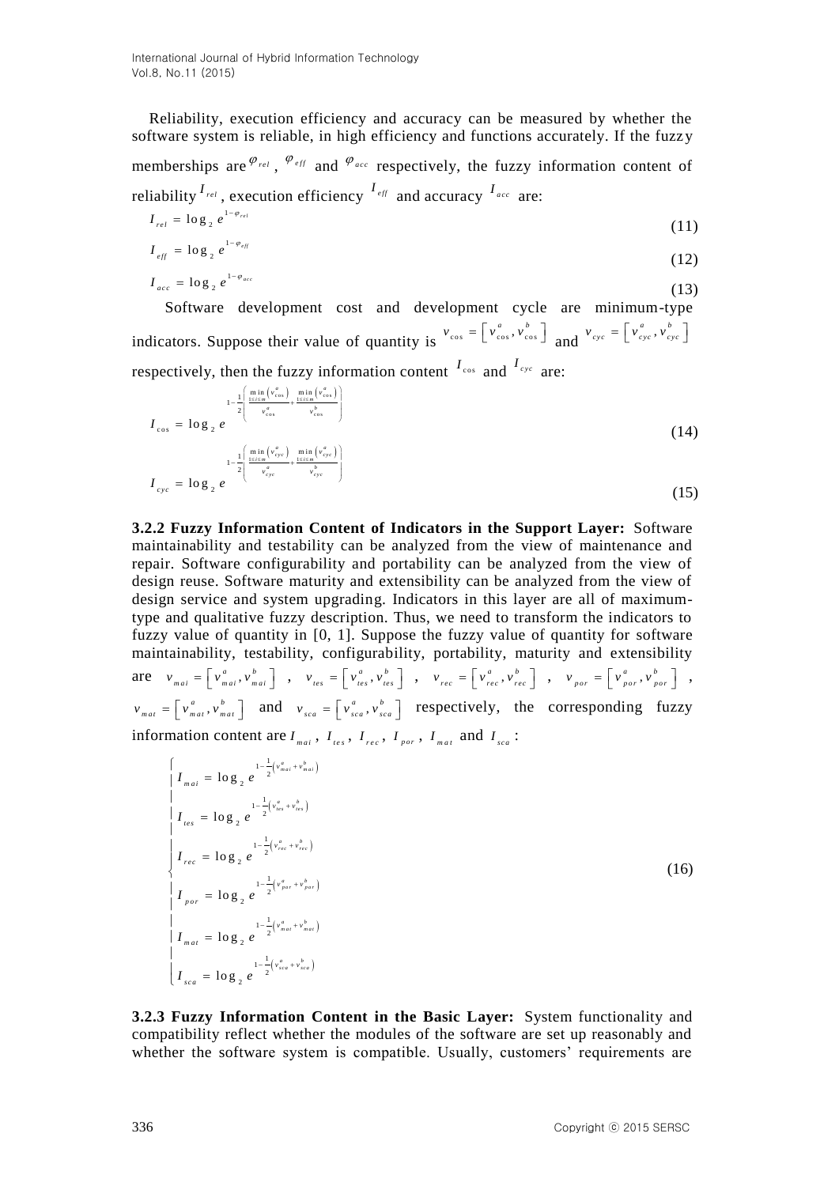Reliability, execution efficiency and accuracy can be measured by whether the software system is reliable, in high efficiency and functions accurately. If the fuzzy memberships are $\varphi_{rel}$, $\varphi_{eff}$ and $\varphi_{acc}$ respectively, the fuzzy information content of reliability $I_{rel}$, execution efficiency $I_{eff}$ and accuracy $I_{acc}$ are:

$$I_{rel} = \log_2 e^{1-\varphi_{rel}} \tag{11}$$

$$I_{eff} = \log_2 e^{1-\varphi_{eff}} \tag{12}$$

$$I_{acc} = \log_2 e^{1-\varphi_{acc}} \tag{13}$$

Software development cost and development cycle are minimum-type indicators. Suppose their value of quantity is $v_{\cos} = \left[v_{\cos}^a, v_{\cos}^b\right]$ and $v_{cyc} = \left[v_{cyc}^a, v_{cyc}^b\right]$ respectively, then the fuzzy information content $I_{\cos}$ and $I_{cyc}$ are:

$$I_{\cos} = \log_2 e^{1-\frac{1}{2}\left(\frac{\min\limits_{1\le i\le m}\left(v_{\cos}^a\right)}{v_{\cos}^a}+\frac{\min\limits_{1\le i\le m}\left(v_{\cos}^a\right)}{v_{\cos}^b}\right)} \tag{14}$$

$$I_{cyc} = \log_2 e^{1-\frac{1}{2}\left(\frac{\min\limits_{1\le i\le m}\left(v_{cyc}^a\right)}{v_{cyc}^a}+\frac{\min\limits_{1\le i\le m}\left(v_{cyc}^a\right)}{v_{cyc}^b}\right)} \tag{15}$$

**3.2.2 Fuzzy Information Content of Indicators in the Support Layer:** Software maintainability and testability can be analyzed from the view of maintenance and repair. Software configurability and portability can be analyzed from the view of design reuse. Software maturity and extensibility can be analyzed from the view of design service and system upgrading. Indicators in this layer are all of maximum-type and qualitative fuzzy description. Thus, we need to transform the indicators to fuzzy value of quantity in [0, 1]. Suppose the fuzzy value of quantity for software maintainability, testability, configurability, portability, maturity and extensibility are $v_{mai} = \left[v_{mai}^a, v_{mai}^b\right]$, $v_{tes} = \left[v_{tes}^a, v_{tes}^b\right]$, $v_{rec} = \left[v_{rec}^a, v_{rec}^b\right]$, $v_{por} = \left[v_{por}^a, v_{por}^b\right]$, $v_{mat} = \left[v_{mat}^a, v_{mat}^b\right]$ and $v_{sca} = \left[v_{sca}^a, v_{sca}^b\right]$ respectively, the corresponding fuzzy information content are $I_{mai}$, $I_{tes}$, $I_{rec}$, $I_{por}$, $I_{mat}$ and $I_{sca}$:

$$\begin{cases} I_{mai} = \log_2 e^{1-\frac{1}{2}\left(v_{mai}^a + v_{mai}^b\right)} \\ I_{tes} = \log_2 e^{1-\frac{1}{2}\left(v_{tes}^a + v_{tes}^b\right)} \\ I_{rec} = \log_2 e^{1-\frac{1}{2}\left(v_{rec}^a + v_{rec}^b\right)} \\ I_{por} = \log_2 e^{1-\frac{1}{2}\left(v_{por}^a + v_{por}^b\right)} \\ I_{mat} = \log_2 e^{1-\frac{1}{2}\left(v_{mat}^a + v_{mat}^b\right)} \\ I_{sca} = \log_2 e^{1-\frac{1}{2}\left(v_{sca}^a + v_{sca}^b\right)} \end{cases} \tag{16}$$

**3.2.3 Fuzzy Information Content in the Basic Layer:** System functionality and compatibility reflect whether the modules of the software are set up reasonably and whether the software system is compatible. Usually, customers' requirements are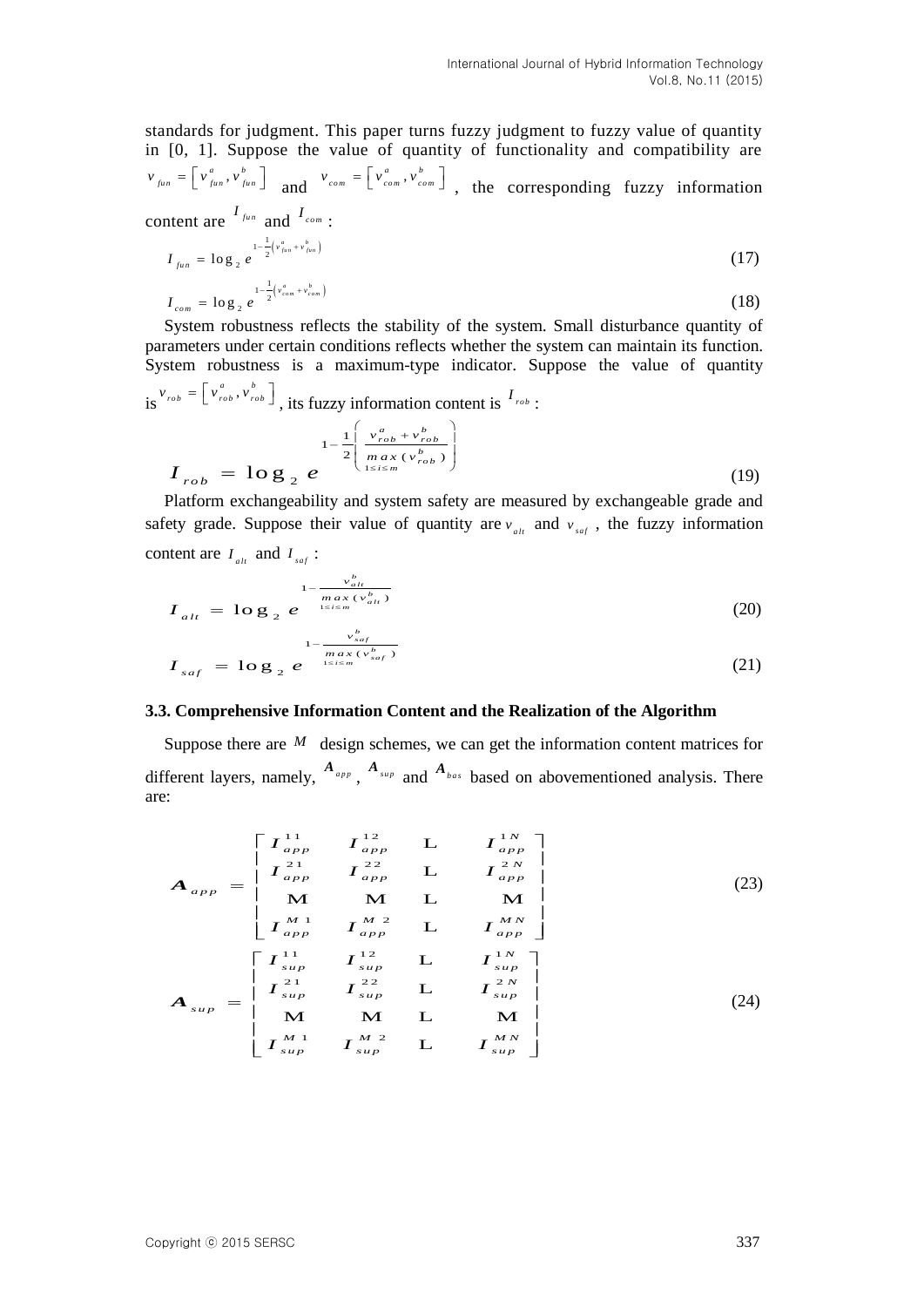standards for judgment. This paper turns fuzzy judgment to fuzzy value of quantity in [0, 1]. Suppose the value of quantity of functionality and compatibility are $v_{fun} = \left[ v_{fun}^{a}, v_{fun}^{b} \right]$ and $v_{com} = \left[ v_{com}^{a}, v_{com}^{b} \right]$, the corresponding fuzzy information content are $I_{fun}$ and $I_{com}$:

$$I_{fun} = \log_2 e^{1-\frac{1}{2}\left(v_{fun}^{a} + v_{fun}^{b}\right)} \tag{17}$$

$$I_{com} = \log_2 e^{1-\frac{1}{2}\left(v_{com}^{a} + v_{com}^{b}\right)} \tag{18}$$

System robustness reflects the stability of the system. Small disturbance quantity of parameters under certain conditions reflects whether the system can maintain its function. System robustness is a maximum-type indicator. Suppose the value of quantity is $v_{rob} = \left[ v_{rob}^{a}, v_{rob}^{b} \right]$, its fuzzy information content is $I_{rob}$:

$$I_{rob} = \log_2 e^{1-\frac{1}{2}\left(\frac{v_{rob}^{a} + v_{rob}^{b}}{\max\limits_{1 \le i \le m}(v_{rob}^{b})}\right)} \tag{19}$$

Platform exchangeability and system safety are measured by exchangeable grade and safety grade. Suppose their value of quantity are $v_{alt}$ and $v_{saf}$, the fuzzy information content are $I_{alt}$ and $I_{saf}$:

$$I_{alt} = \log_2 e^{1-\frac{v_{alt}^{b}}{\max\limits_{1 \le i \le m}(v_{alt}^{b})}} \tag{20}$$

$$I_{saf} = \log_2 e^{1-\frac{v_{saf}^{b}}{\max\limits_{1 \le i \le m}(v_{saf}^{b})}} \tag{21}$$

### 3.3. Comprehensive Information Content and the Realization of the Algorithm

Suppose there are $M$ design schemes, we can get the information content matrices for different layers, namely, $A_{app}$, $A_{sup}$ and $A_{bas}$ based on abovementioned analysis. There are:

$$A_{app} = \begin{bmatrix} I_{app}^{11} & I_{app}^{12} & \cdots & I_{app}^{1N} \\ I_{app}^{21} & I_{app}^{22} & \cdots & I_{app}^{2N} \\ \vdots & \vdots & \cdots & \vdots \\ I_{app}^{M1} & I_{app}^{M2} & \cdots & I_{app}^{MN} \end{bmatrix} \tag{23}$$

$$A_{sup} = \begin{bmatrix} I_{sup}^{11} & I_{sup}^{12} & \cdots & I_{sup}^{1N} \\ I_{sup}^{21} & I_{sup}^{22} & \cdots & I_{sup}^{2N} \\ \vdots & \vdots & \cdots & \vdots \\ I_{sup}^{M1} & I_{sup}^{M2} & \cdots & I_{sup}^{MN} \end{bmatrix} \tag{24}$$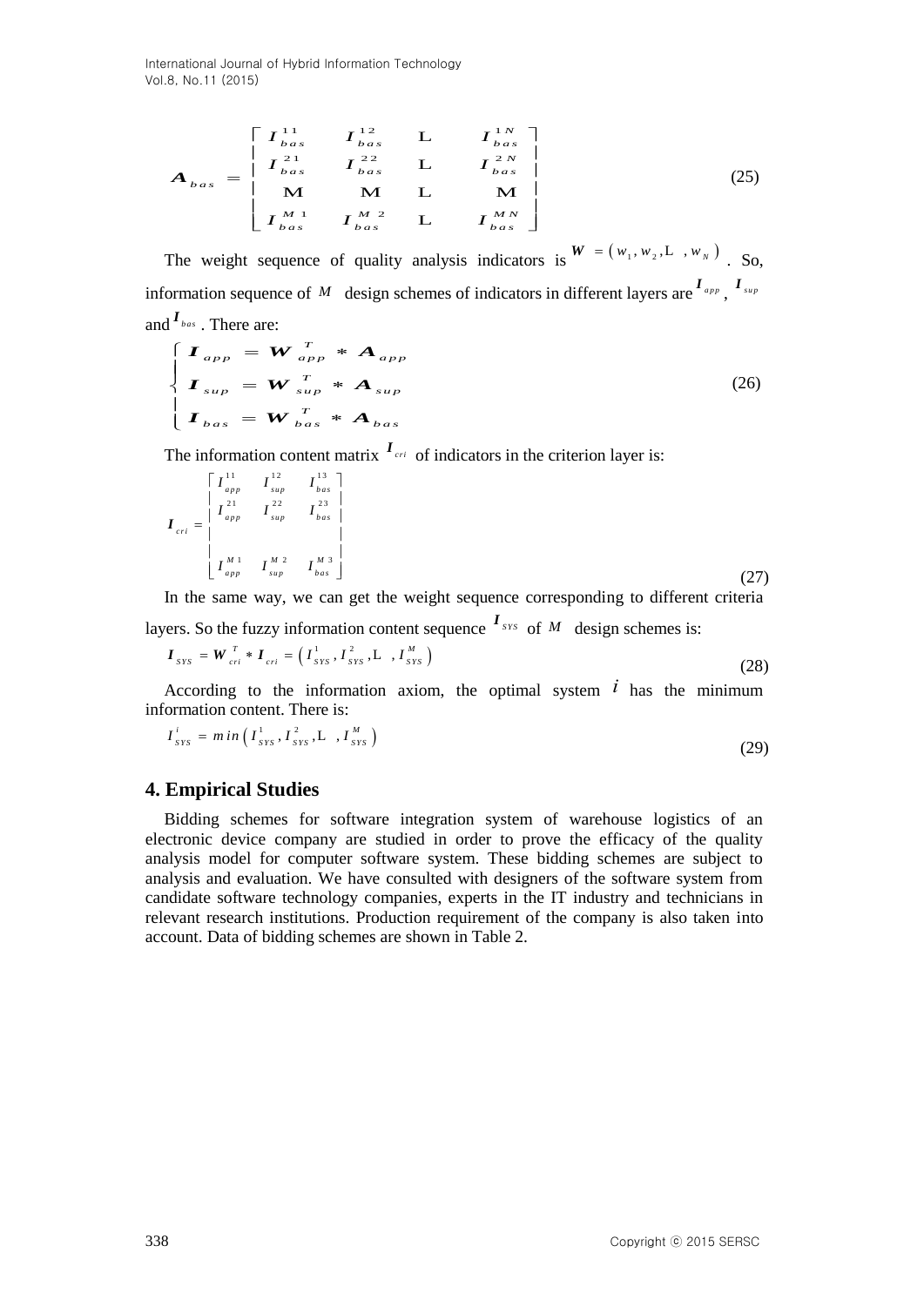$$
\boldsymbol{A}_{bas} = \begin{bmatrix} \boldsymbol{I}_{bas}^{11} & \boldsymbol{I}_{bas}^{12} & \cdots & \boldsymbol{I}_{bas}^{1N} \\ \boldsymbol{I}_{bas}^{21} & \boldsymbol{I}_{bas}^{22} & \cdots & \boldsymbol{I}_{bas}^{2N} \\ \vdots & \vdots & \cdots & \vdots \\ \boldsymbol{I}_{bas}^{M1} & \boldsymbol{I}_{bas}^{M2} & \cdots & \boldsymbol{I}_{bas}^{MN} \end{bmatrix} \tag{25}
$$

The weight sequence of quality analysis indicators is $\boldsymbol{W} = (w_1, w_2, \cdots, w_N)$. So, information sequence of $M$ design schemes of indicators in different layers are $\boldsymbol{I}_{app}$, $\boldsymbol{I}_{sup}$ and $\boldsymbol{I}_{bas}$. There are:

$$
\begin{cases} \boldsymbol{I}_{app} = \boldsymbol{W}_{app}^{T} * \boldsymbol{A}_{app} \\ \boldsymbol{I}_{sup} = \boldsymbol{W}_{sup}^{T} * \boldsymbol{A}_{sup} \\ \boldsymbol{I}_{bas} = \boldsymbol{W}_{bas}^{T} * \boldsymbol{A}_{bas} \end{cases} \tag{26}
$$

The information content matrix $\boldsymbol{I}_{cri}$ of indicators in the criterion layer is:

$$
\boldsymbol{I}_{cri} = \begin{bmatrix} I_{app}^{11} & I_{sup}^{12} & I_{bas}^{13} \\ I_{app}^{21} & I_{sup}^{22} & I_{bas}^{23} \\ \vdots & \vdots & \vdots \\ I_{app}^{M1} & I_{sup}^{M2} & I_{bas}^{M3} \end{bmatrix} \tag{27}
$$

In the same way, we can get the weight sequence corresponding to different criteria layers. So the fuzzy information content sequence $\boldsymbol{I}_{SYS}$ of $M$ design schemes is:

$$
\boldsymbol{I}_{SYS} = \boldsymbol{W}_{cri}^{T} * \boldsymbol{I}_{cri} = \left( I_{SYS}^{1}, I_{SYS}^{2}, \cdots, I_{SYS}^{M} \right) \tag{28}
$$

According to the information axiom, the optimal system $i$ has the minimum information content. There is:

$$
I_{SYS}^{i} = \min \left( I_{SYS}^{1}, I_{SYS}^{2}, \cdots, I_{SYS}^{M} \right) \tag{29}
$$

## 4. Empirical Studies

Bidding schemes for software integration system of warehouse logistics of an electronic device company are studied in order to prove the efficacy of the quality analysis model for computer software system. These bidding schemes are subject to analysis and evaluation. We have consulted with designers of the software system from candidate software technology companies, experts in the IT industry and technicians in relevant research institutions. Production requirement of the company is also taken into account. Data of bidding schemes are shown in Table 2.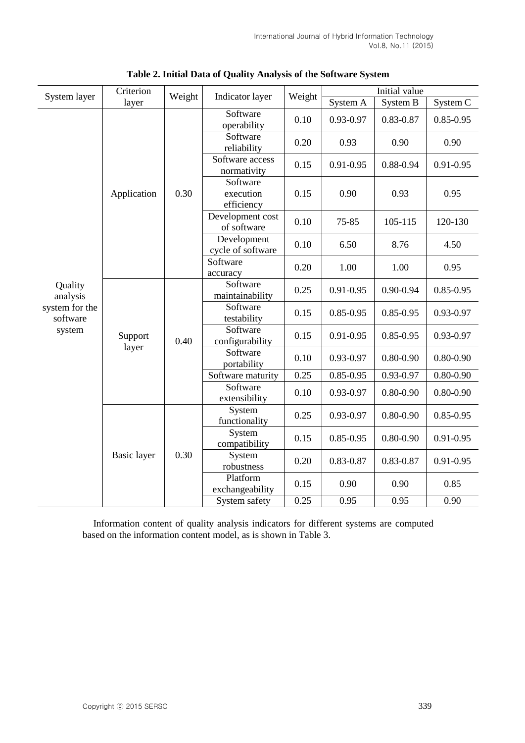**Table 2. Initial Data of Quality Analysis of the Software System**

| System layer | Criterion layer | Weight | Indicator layer | Weight | Initial value | | |
|---|---|---|---|---|---|---|---|
| | | | | | System A | System B | System C |
| Quality analysis system for the software system | Application | 0.30 | Software operability | 0.10 | 0.93-0.97 | 0.83-0.87 | 0.85-0.95 |
| | | | Software reliability | 0.20 | 0.93 | 0.90 | 0.90 |
| | | | Software access normativity | 0.15 | 0.91-0.95 | 0.88-0.94 | 0.91-0.95 |
| | | | Software execution efficiency | 0.15 | 0.90 | 0.93 | 0.95 |
| | | | Development cost of software | 0.10 | 75-85 | 105-115 | 120-130 |
| | | | Development cycle of software | 0.10 | 6.50 | 8.76 | 4.50 |
| | | | Software accuracy | 0.20 | 1.00 | 1.00 | 0.95 |
| | Support layer | 0.40 | Software maintainability | 0.25 | 0.91-0.95 | 0.90-0.94 | 0.85-0.95 |
| | | | Software testability | 0.15 | 0.85-0.95 | 0.85-0.95 | 0.93-0.97 |
| | | | Software configurability | 0.15 | 0.91-0.95 | 0.85-0.95 | 0.93-0.97 |
| | | | Software portability | 0.10 | 0.93-0.97 | 0.80-0.90 | 0.80-0.90 |
| | | | Software maturity | 0.25 | 0.85-0.95 | 0.93-0.97 | 0.80-0.90 |
| | | | Software extensibility | 0.10 | 0.93-0.97 | 0.80-0.90 | 0.80-0.90 |
| | Basic layer | 0.30 | System functionality | 0.25 | 0.93-0.97 | 0.80-0.90 | 0.85-0.95 |
| | | | System compatibility | 0.15 | 0.85-0.95 | 0.80-0.90 | 0.91-0.95 |
| | | | System robustness | 0.20 | 0.83-0.87 | 0.83-0.87 | 0.91-0.95 |
| | | | Platform exchangeability | 0.15 | 0.90 | 0.90 | 0.85 |
| | | | System safety | 0.25 | 0.95 | 0.95 | 0.90 |

Information content of quality analysis indicators for different systems are computed based on the information content model, as is shown in Table 3.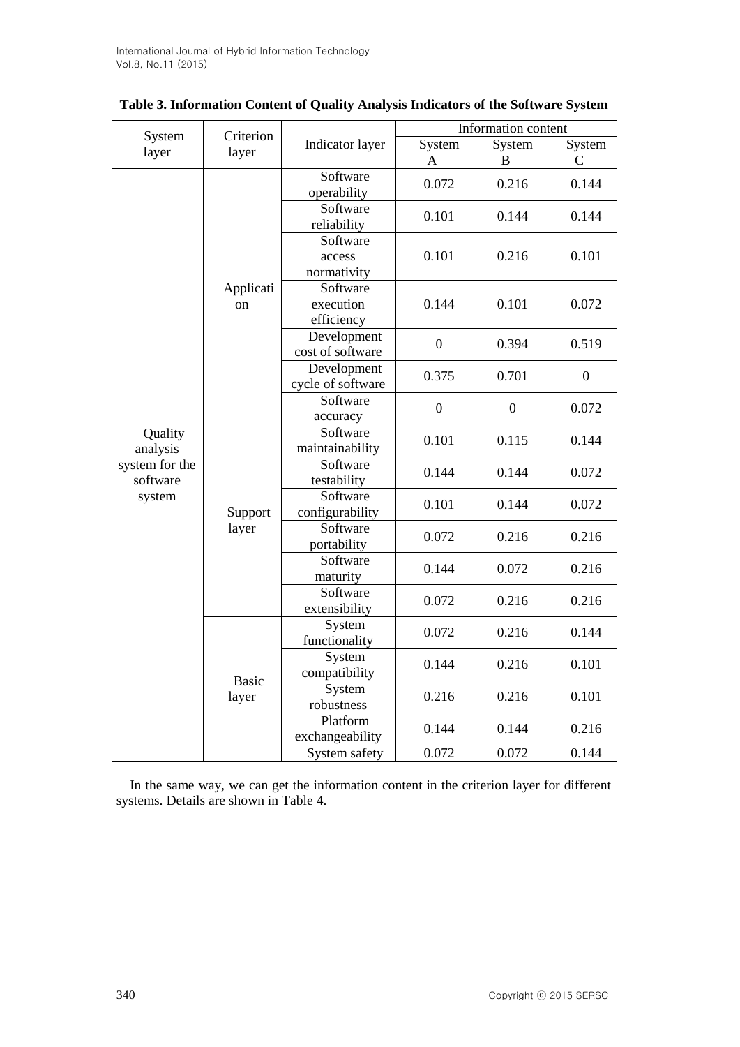**Table 3. Information Content of Quality Analysis Indicators of the Software System**

| System layer | Criterion layer | Indicator layer | Information content | | |
|---|---|---|---|---|---|
| | | | System A | System B | System C |
| Quality analysis system for the software system | Application | Software operability | 0.072 | 0.216 | 0.144 |
| | | Software reliability | 0.101 | 0.144 | 0.144 |
| | | Software access normativity | 0.101 | 0.216 | 0.101 |
| | | Software execution efficiency | 0.144 | 0.101 | 0.072 |
| | | Development cost of software | 0 | 0.394 | 0.519 |
| | | Development cycle of software | 0.375 | 0.701 | 0 |
| | | Software accuracy | 0 | 0 | 0.072 |
| | Support layer | Software maintainability | 0.101 | 0.115 | 0.144 |
| | | Software testability | 0.144 | 0.144 | 0.072 |
| | | Software configurability | 0.101 | 0.144 | 0.072 |
| | | Software portability | 0.072 | 0.216 | 0.216 |
| | | Software maturity | 0.144 | 0.072 | 0.216 |
| | | Software extensibility | 0.072 | 0.216 | 0.216 |
| | Basic layer | System functionality | 0.072 | 0.216 | 0.144 |
| | | System compatibility | 0.144 | 0.216 | 0.101 |
| | | System robustness | 0.216 | 0.216 | 0.101 |
| | | Platform exchangeability | 0.144 | 0.144 | 0.216 |
| | | System safety | 0.072 | 0.072 | 0.144 |

In the same way, we can get the information content in the criterion layer for different systems. Details are shown in Table 4.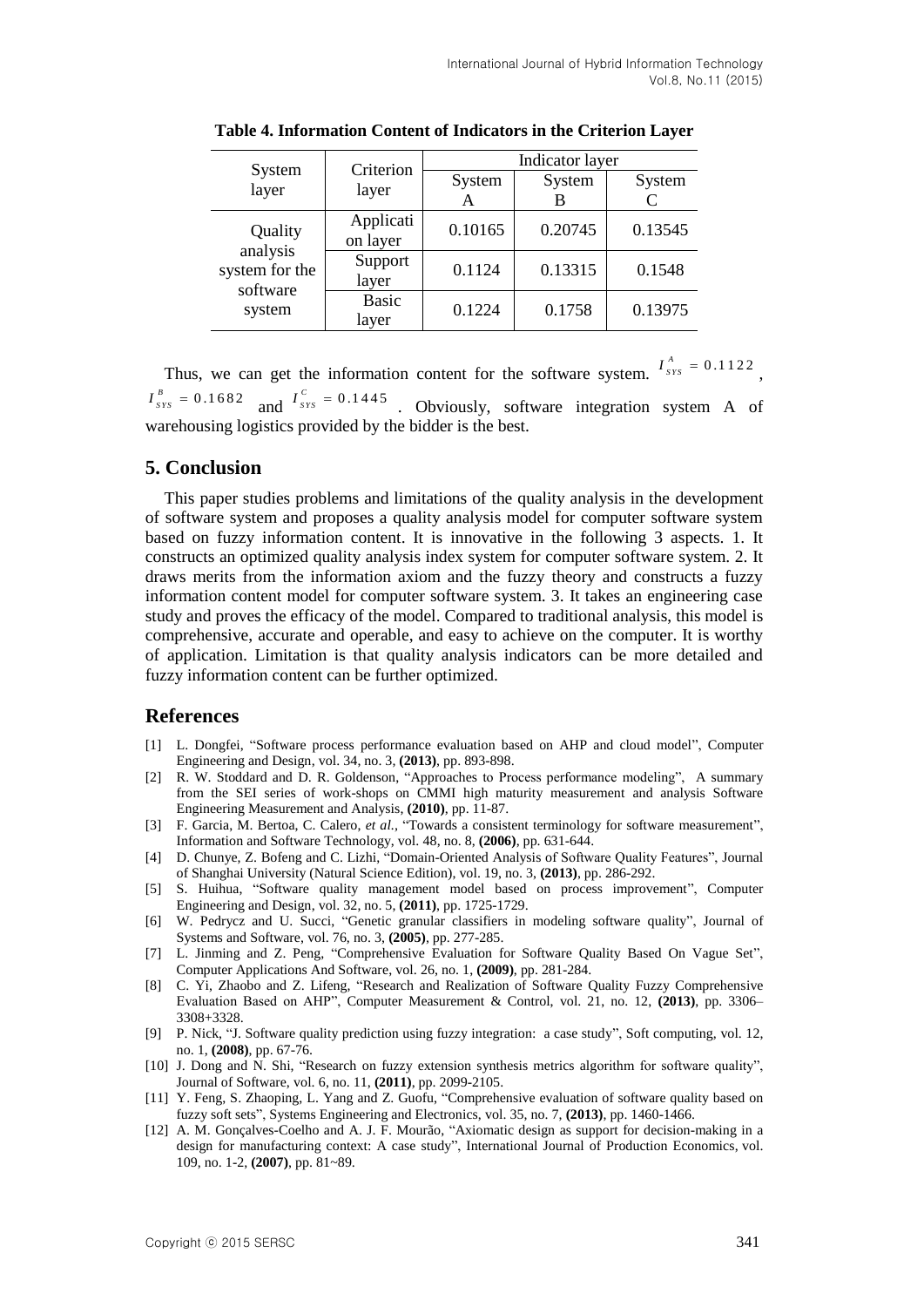**Table 4. Information Content of Indicators in the Criterion Layer**

| System layer | Criterion layer | Indicator layer | | |
|---|---|---|---|---|
| | | System A | System B | System C |
| Quality analysis system for the software system | Application layer | 0.10165 | 0.20745 | 0.13545 |
| | Support layer | 0.1124 | 0.13315 | 0.1548 |
| | Basic layer | 0.1224 | 0.1758 | 0.13975 |

Thus, we can get the information content for the software system. $I_{SYS}^{A} = 0.1122$, $I_{SYS}^{B} = 0.1682$ and $I_{SYS}^{C} = 0.1445$. Obviously, software integration system A of warehousing logistics provided by the bidder is the best.

## 5. Conclusion

This paper studies problems and limitations of the quality analysis in the development of software system and proposes a quality analysis model for computer software system based on fuzzy information content. It is innovative in the following 3 aspects. 1. It constructs an optimized quality analysis index system for computer software system. 2. It draws merits from the information axiom and the fuzzy theory and constructs a fuzzy information content model for computer software system. 3. It takes an engineering case study and proves the efficacy of the model. Compared to traditional analysis, this model is comprehensive, accurate and operable, and easy to achieve on the computer. It is worthy of application. Limitation is that quality analysis indicators can be more detailed and fuzzy information content can be further optimized.

## References

[1] L. Dongfei, "Software process performance evaluation based on AHP and cloud model", Computer Engineering and Design, vol. 34, no. 3, **(2013)**, pp. 893-898.

[2] R. W. Stoddard and D. R. Goldenson, "Approaches to Process performance modeling", A summary from the SEI series of work-shops on CMMI high maturity measurement and analysis Software Engineering Measurement and Analysis, **(2010)**, pp. 11-87.

[3] F. Garcia, M. Bertoa, C. Calero, *et al.*, "Towards a consistent terminology for software measurement", Information and Software Technology, vol. 48, no. 8, **(2006)**, pp. 631-644.

[4] D. Chunye, Z. Bofeng and C. Lizhi, "Domain-Oriented Analysis of Software Quality Features", Journal of Shanghai University (Natural Science Edition), vol. 19, no. 3, **(2013)**, pp. 286-292.

[5] S. Huihua, "Software quality management model based on process improvement", Computer Engineering and Design, vol. 32, no. 5, **(2011)**, pp. 1725-1729.

[6] W. Pedrycz and U. Succi, "Genetic granular classifiers in modeling software quality", Journal of Systems and Software, vol. 76, no. 3, **(2005)**, pp. 277-285.

[7] L. Jinming and Z. Peng, "Comprehensive Evaluation for Software Quality Based On Vague Set", Computer Applications And Software, vol. 26, no. 1, **(2009)**, pp. 281-284.

[8] C. Yi, Zhaobo and Z. Lifeng, "Research and Realization of Software Quality Fuzzy Comprehensive Evaluation Based on AHP", Computer Measurement & Control, vol. 21, no. 12, **(2013)**, pp. 3306–3308+3328.

[9] P. Nick, "J. Software quality prediction using fuzzy integration: a case study", Soft computing, vol. 12, no. 1, **(2008)**, pp. 67-76.

[10] J. Dong and N. Shi, "Research on fuzzy extension synthesis metrics algorithm for software quality", Journal of Software, vol. 6, no. 11, **(2011)**, pp. 2099-2105.

[11] Y. Feng, S. Zhaoping, L. Yang and Z. Guofu, "Comprehensive evaluation of software quality based on fuzzy soft sets", Systems Engineering and Electronics, vol. 35, no. 7, **(2013)**, pp. 1460-1466.

[12] A. M. Gonçalves-Coelho and A. J. F. Mourão, "Axiomatic design as support for decision-making in a design for manufacturing context: A case study", International Journal of Production Economics, vol. 109, no. 1-2, **(2007)**, pp. 81~89.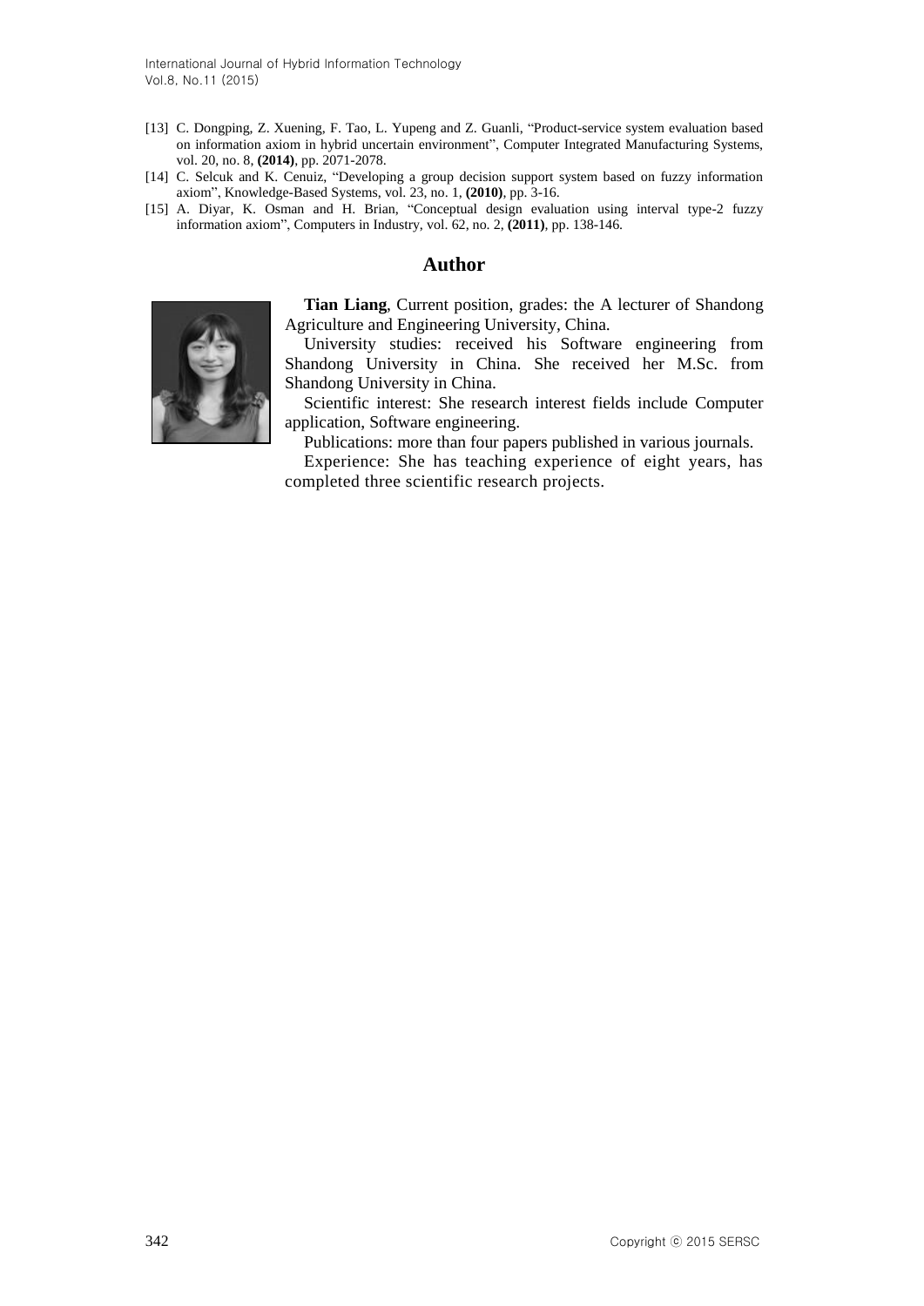[13] C. Dongping, Z. Xuening, F. Tao, L. Yupeng and Z. Guanli, "Product-service system evaluation based on information axiom in hybrid uncertain environment", Computer Integrated Manufacturing Systems, vol. 20, no. 8, **(2014)**, pp. 2071-2078.

[14] C. Selcuk and K. Cenuiz, "Developing a group decision support system based on fuzzy information axiom", Knowledge-Based Systems, vol. 23, no. 1, **(2010)**, pp. 3-16.

[15] A. Diyar, K. Osman and H. Brian, "Conceptual design evaluation using interval type-2 fuzzy information axiom", Computers in Industry, vol. 62, no. 2, **(2011)**, pp. 138-146.

## Author

**Tian Liang**, Current position, grades: the A lecturer of Shandong Agriculture and Engineering University, China.

University studies: received his Software engineering from Shandong University in China. She received her M.Sc. from Shandong University in China.

Scientific interest: She research interest fields include Computer application, Software engineering.

Publications: more than four papers published in various journals.

Experience: She has teaching experience of eight years, has completed three scientific research projects.